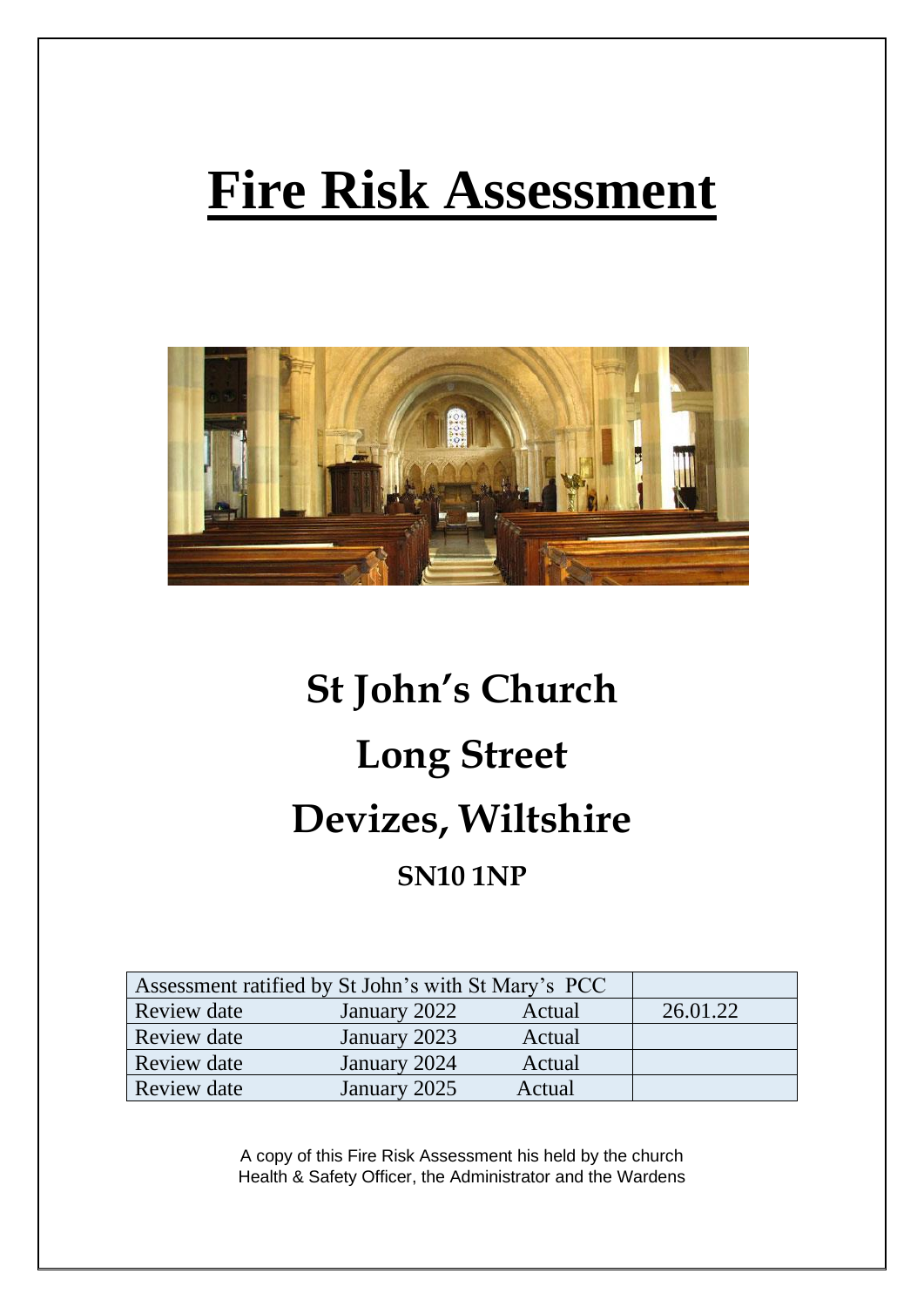# Fire Risk Assessment

## St John's Church

## Long Street

## Devizes, Wiltshire

### SN10 1NP

| Assessment ratified by St John's with St Mary's PCC | | | |
|---|---|---|---|
| Review date | January 2022 | Actual | 26.01.22 |
| Review date | January 2023 | Actual | |
| Review date | January 2024 | Actual | |
| Review date | January 2025 | Actual | |

A copy of this Fire Risk Assessment his held by the church Health & Safety Officer, the Administrator and the Wardens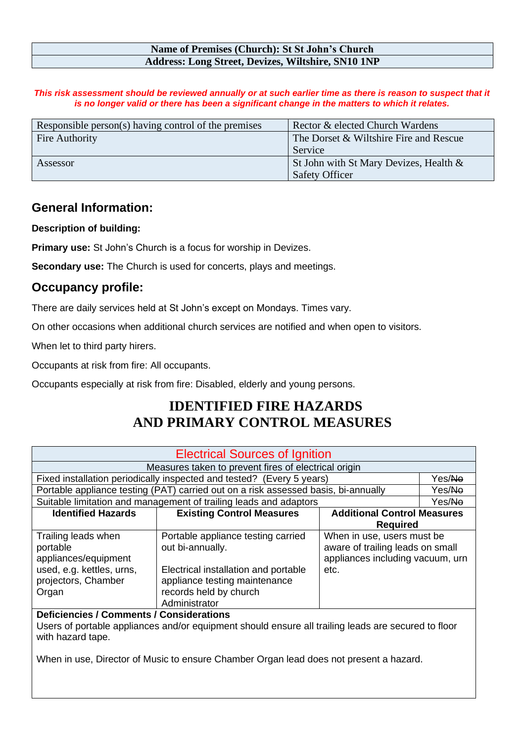| Name of Premises (Church): St St John's Church |
|---|
| Address: Long Street, Devizes, Wiltshire, SN10 1NP |

***This risk assessment should be reviewed annually or at such earlier time as there is reason to suspect that it is no longer valid or there has been a significant change in the matters to which it relates.***

| | |
|---|---|
| Responsible person(s) having control of the premises | Rector & elected Church Wardens |
| Fire Authority | The Dorset & Wiltshire Fire and Rescue Service |
| Assessor | St John with St Mary Devizes, Health & Safety Officer |

## General Information:

**Description of building:**

**Primary use:** St John's Church is a focus for worship in Devizes.

**Secondary use:** The Church is used for concerts, plays and meetings.

## Occupancy profile:

There are daily services held at St John's except on Mondays. Times vary.

On other occasions when additional church services are notified and when open to visitors.

When let to third party hirers.

Occupants at risk from fire: All occupants.

Occupants especially at risk from fire: Disabled, elderly and young persons.

# IDENTIFIED FIRE HAZARDS AND PRIMARY CONTROL MEASURES

| Electrical Sources of Ignition | | | |
|---|---|---|---|
| Measures taken to prevent fires of electrical origin | | | |
| Fixed installation periodically inspected and tested? (Every 5 years) | | | Yes/~~No~~ |
| Portable appliance testing (PAT) carried out on a risk assessed basis, bi-annually | | | Yes/~~No~~ |
| Suitable limitation and management of trailing leads and adaptors | | | Yes/~~No~~ |
| **Identified Hazards** | **Existing Control Measures** | **Additional Control Measures Required** | |
| Trailing leads when portable appliances/equipment used, e.g. kettles, urns, projectors, Chamber Organ | Portable appliance testing carried out bi-annually.<br><br>Electrical installation and portable appliance testing maintenance records held by church Administrator | When in use, users must be aware of trailing leads on small appliances including vacuum, urn etc. | |
| **Deficiencies / Comments / Considerations**<br>Users of portable appliances and/or equipment should ensure all trailing leads are secured to floor with hazard tape.<br><br>When in use, Director of Music to ensure Chamber Organ lead does not present a hazard. | | | |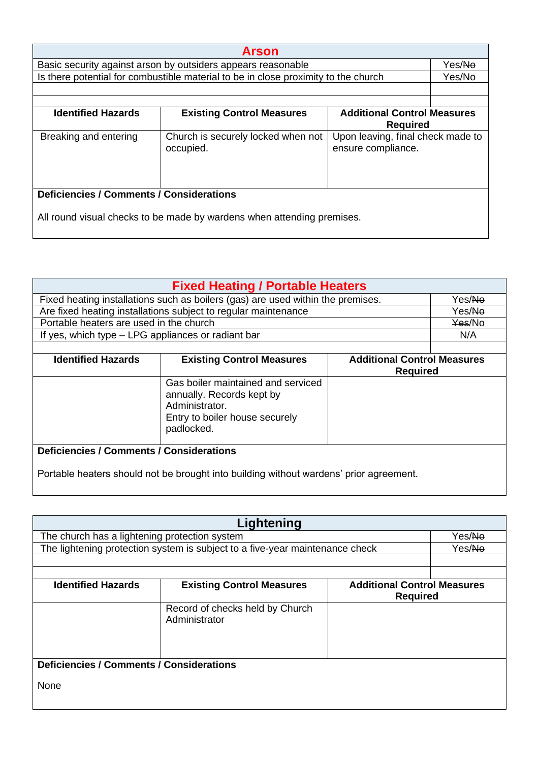## Arson

| Basic security against arson by outsiders appears reasonable | Yes/~~No~~ |
|---|---|
| Is there potential for combustible material to be in close proximity to the church | Yes/~~No~~ |
| | |
| | |

| Identified Hazards | Existing Control Measures | Additional Control Measures Required |
|---|---|---|
| Breaking and entering | Church is securely locked when not occupied. | Upon leaving, final check made to ensure compliance. |

**Deficiencies / Comments / Considerations**

All round visual checks to be made by wardens when attending premises.

## Fixed Heating / Portable Heaters

| Fixed heating installations such as boilers (gas) are used within the premises. | Yes/~~No~~ |
|---|---|
| Are fixed heating installations subject to regular maintenance | Yes/~~No~~ |
| Portable heaters are used in the church | ~~Yes~~/No |
| If yes, which type – LPG appliances or radiant bar | N/A |
| | |

| Identified Hazards | Existing Control Measures | Additional Control Measures Required |
|---|---|---|
| | Gas boiler maintained and serviced annually. Records kept by Administrator.<br>Entry to boiler house securely padlocked. | |

**Deficiencies / Comments / Considerations**

Portable heaters should not be brought into building without wardens' prior agreement.

## Lightening

| The church has a lightening protection system | Yes/~~No~~ |
|---|---|
| The lightening protection system is subject to a five-year maintenance check | Yes/~~No~~ |
| | |
| | |

| Identified Hazards | Existing Control Measures | Additional Control Measures Required |
|---|---|---|
| | Record of checks held by Church Administrator | |

**Deficiencies / Comments / Considerations**

None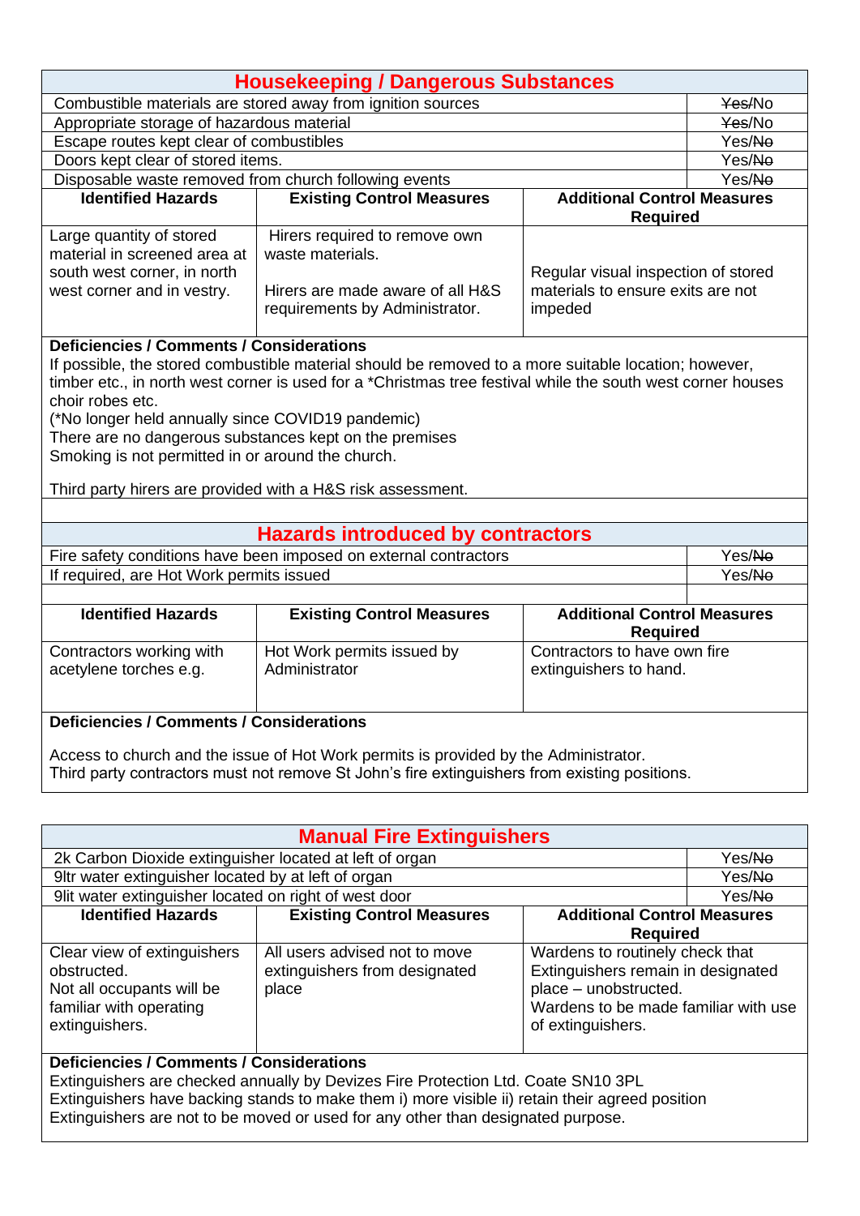## Housekeeping / Dangerous Substances

| Item | Yes/No |
|---|---|
| Combustible materials are stored away from ignition sources | ~~Yes~~/No |
| Appropriate storage of hazardous material | ~~Yes~~/No |
| Escape routes kept clear of combustibles | Yes/~~No~~ |
| Doors kept clear of stored items. | Yes/~~No~~ |
| Disposable waste removed from church following events | Yes/~~No~~ |

| Identified Hazards | Existing Control Measures | Additional Control Measures Required |
|---|---|---|
| Large quantity of stored material in screened area at south west corner, in north west corner and in vestry. | Hirers required to remove own waste materials.<br><br>Hirers are made aware of all H&S requirements by Administrator. | Regular visual inspection of stored materials to ensure exits are not impeded |

**Deficiencies / Comments / Considerations**

If possible, the stored combustible material should be removed to a more suitable location; however, timber etc., in north west corner is used for a *Christmas tree festival while the south west corner houses choir robes etc.

(*No longer held annually since COVID19 pandemic)

There are no dangerous substances kept on the premises

Smoking is not permitted in or around the church.

Third party hirers are provided with a H&S risk assessment.

## Hazards introduced by contractors

| Item | Yes/No |
|---|---|
| Fire safety conditions have been imposed on external contractors | Yes/~~No~~ |
| If required, are Hot Work permits issued | Yes/~~No~~ |

| Identified Hazards | Existing Control Measures | Additional Control Measures Required |
|---|---|---|
| Contractors working with acetylene torches e.g. | Hot Work permits issued by Administrator | Contractors to have own fire extinguishers to hand. |

**Deficiencies / Comments / Considerations**

Access to church and the issue of Hot Work permits is provided by the Administrator.

Third party contractors must not remove St John's fire extinguishers from existing positions.

## Manual Fire Extinguishers

| Item | Yes/No |
|---|---|
| 2k Carbon Dioxide extinguisher located at left of organ | Yes/~~No~~ |
| 9ltr water extinguisher located by at left of organ | Yes/~~No~~ |
| 9lit water extinguisher located on right of west door | Yes/~~No~~ |

| Identified Hazards | Existing Control Measures | Additional Control Measures Required |
|---|---|---|
| Clear view of extinguishers obstructed.<br>Not all occupants will be familiar with operating extinguishers. | All users advised not to move extinguishers from designated place | Wardens to routinely check that Extinguishers remain in designated place – unobstructed.<br>Wardens to be made familiar with use of extinguishers. |

**Deficiencies / Comments / Considerations**

Extinguishers are checked annually by Devizes Fire Protection Ltd. Coate SN10 3PL

Extinguishers have backing stands to make them i) more visible ii) retain their agreed position

Extinguishers are not to be moved or used for any other than designated purpose.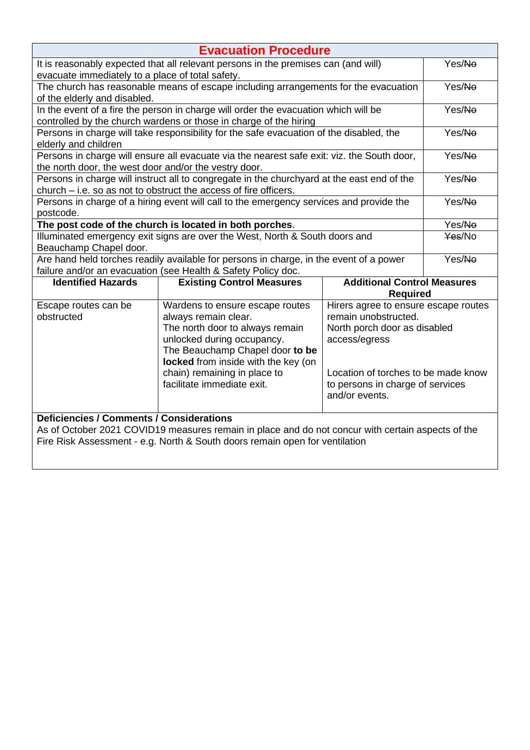## Evacuation Procedure

| | |
|---|---|
| It is reasonably expected that all relevant persons in the premises can (and will) evacuate immediately to a place of total safety. | Yes/~~No~~ |
| The church has reasonable means of escape including arrangements for the evacuation of the elderly and disabled. | Yes/~~No~~ |
| In the event of a fire the person in charge will order the evacuation which will be controlled by the church wardens or those in charge of the hiring | Yes/~~No~~ |
| Persons in charge will take responsibility for the safe evacuation of the disabled, the elderly and children | Yes/~~No~~ |
| Persons in charge will ensure all evacuate via the nearest safe exit: viz. the South door, the north door, the west door and/or the vestry door. | Yes/~~No~~ |
| Persons in charge will instruct all to congregate in the churchyard at the east end of the church – i.e. so as not to obstruct the access of fire officers. | Yes/~~No~~ |
| Persons in charge of a hiring event will call to the emergency services and provide the postcode. | Yes/~~No~~ |
| **The post code of the church is located in both porches**. | Yes/~~No~~ |
| Illuminated emergency exit signs are over the West, North & South doors and Beauchamp Chapel door. | ~~Yes~~/No |
| Are hand held torches readily available for persons in charge, in the event of a power failure and/or an evacuation (see Health & Safety Policy doc. | Yes/~~No~~ |

| Identified Hazards | Existing Control Measures | Additional Control Measures Required |
|---|---|---|
| Escape routes can be obstructed | Wardens to ensure escape routes always remain clear.<br>The north door to always remain unlocked during occupancy.<br>The Beauchamp Chapel door **to be locked** from inside with the key (on chain) remaining in place to facilitate immediate exit. | Hirers agree to ensure escape routes remain unobstructed.<br>North porch door as disabled access/egress<br><br>Location of torches to be made know to persons in charge of services and/or events. |

**Deficiencies / Comments / Considerations**

As of October 2021 COVID19 measures remain in place and do not concur with certain aspects of the Fire Risk Assessment - e.g. North & South doors remain open for ventilation